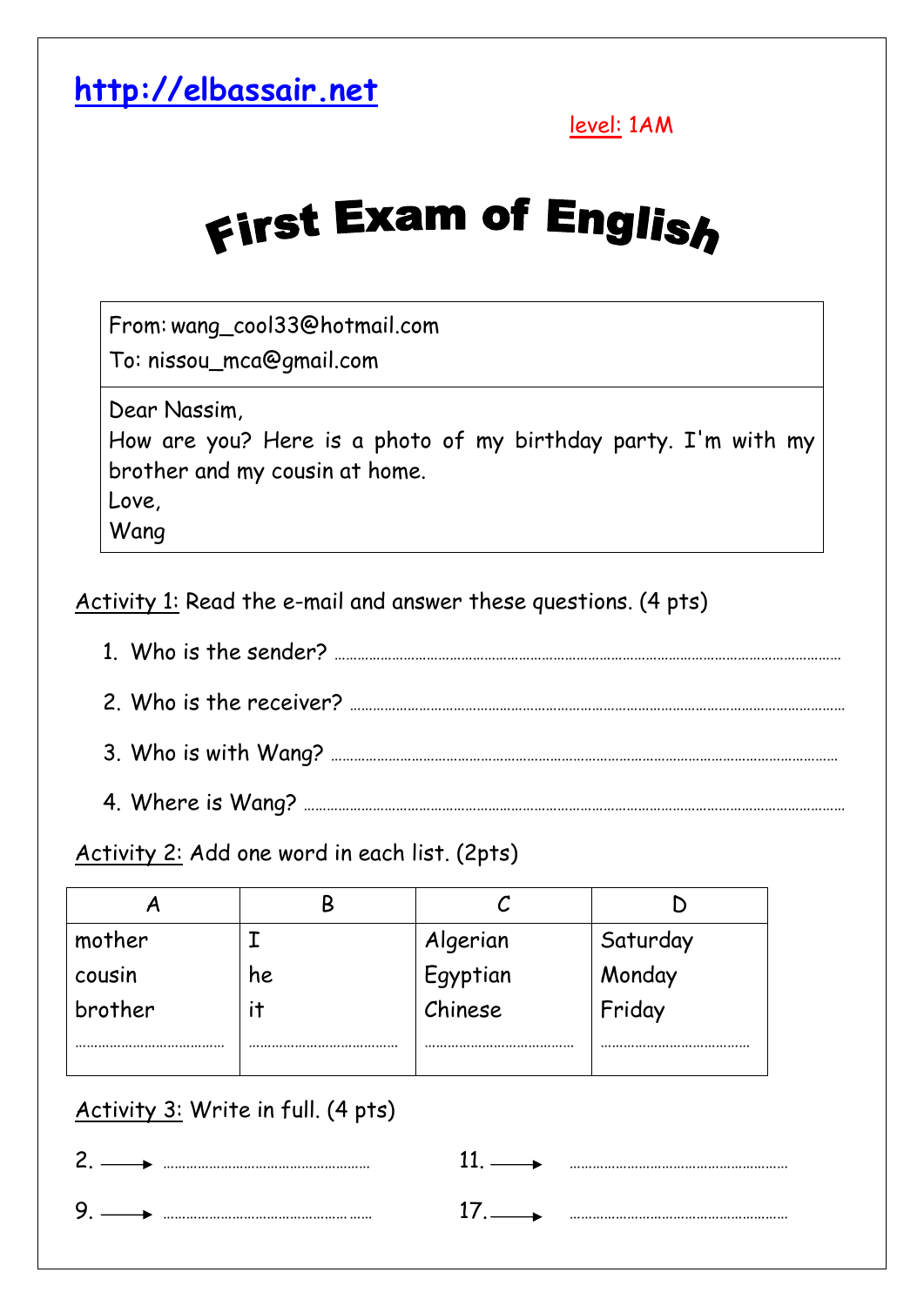http://elbassair.net

level: 1AM

# First Exam of English

From: wang_cool33@hotmail.com
To: nissou_mca@gmail.com

Dear Nassim,
How are you? Here is a photo of my birthday party. I'm with my brother and my cousin at home.
Love,
Wang

Activity 1: Read the e-mail and answer these questions. (4 pts)

1. Who is the sender? ……………………………………………………………………………………
2. Who is the receiver? ……………………………………………………………………………………
3. Who is with Wang? ……………………………………………………………………………………
4. Where is Wang? ……………………………………………………………………………………

Activity 2: Add one word in each list. (2pts)

| A | B | C | D |
|---|---|---|---|
| mother | I | Algerian | Saturday |
| cousin | he | Egyptian | Monday |
| brother | it | Chinese | Friday |
| ………………… | ………………… | ………………… | ………………… |

Activity 3: Write in full. (4 pts)

2. → ……………………………………
11. → ……………………………………
9. → ……………………………………
17. → ……………………………………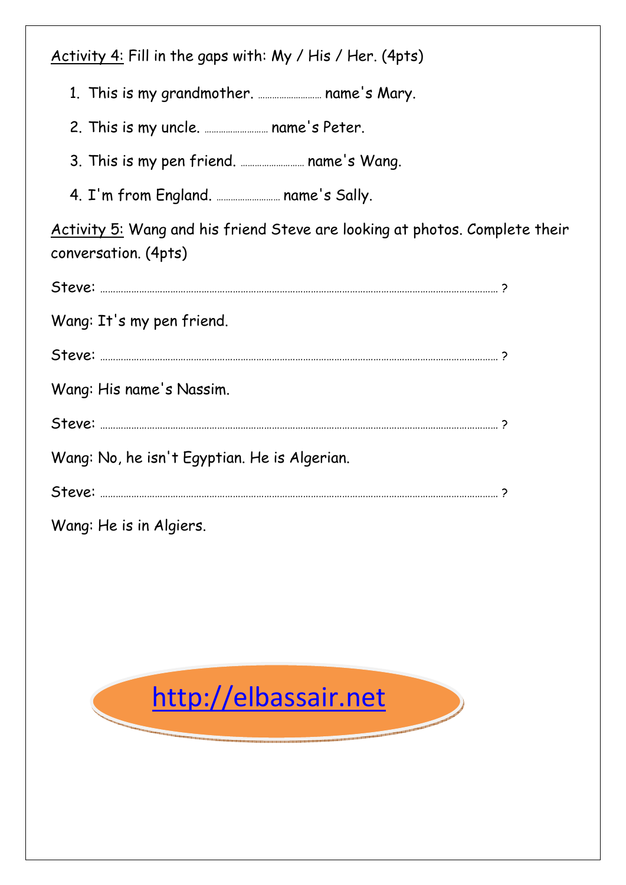Activity 4: Fill in the gaps with: My / His / Her. (4pts)

1. This is my grandmother. .......................... name's Mary.
2. This is my uncle. .......................... name's Peter.
3. This is my pen friend. .......................... name's Wang.
4. I'm from England. .......................... name's Sally.

Activity 5: Wang and his friend Steve are looking at photos. Complete their conversation. (4pts)

Steve: ........................................................................................................................................................ ?

Wang: It's my pen friend.

Steve: ........................................................................................................................................................ ?

Wang: His name's Nassim.

Steve: ........................................................................................................................................................ ?

Wang: No, he isn't Egyptian. He is Algerian.

Steve: ........................................................................................................................................................ ?

Wang: He is in Algiers.

http://elbassair.net